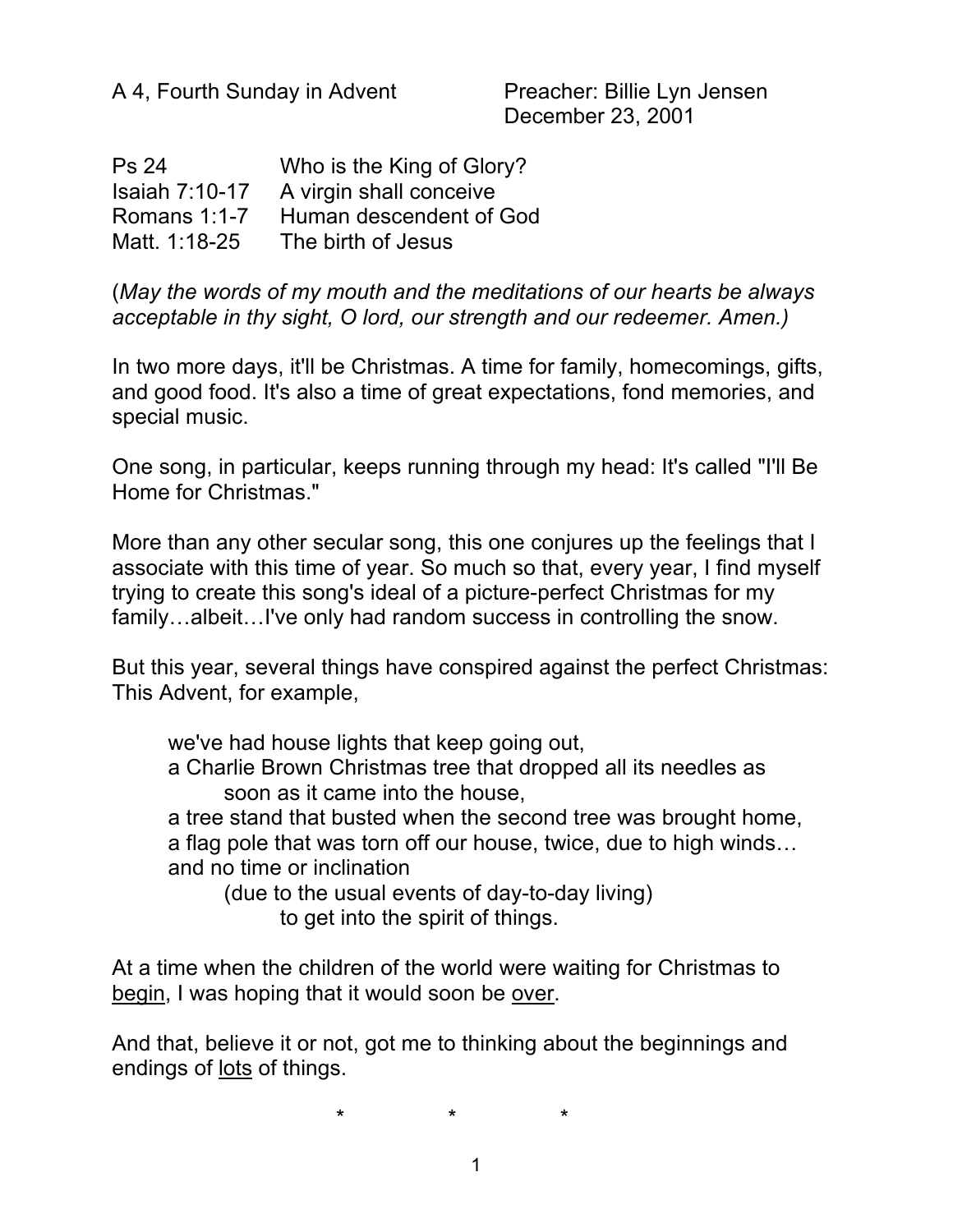A 4, Fourth Sunday in Advent		Preacher: Billie Lyn Jensen
December 23, 2001

| | |
|---|---|
| Ps 24 | Who is the King of Glory? |
| Isaiah 7:10-17 | A virgin shall conceive |
| Romans 1:1-7 | Human descendent of God |
| Matt. 1:18-25 | The birth of Jesus |

(*May the words of my mouth and the meditations of our hearts be always acceptable in thy sight, O lord, our strength and our redeemer. Amen.)*

In two more days, it'll be Christmas. A time for family, homecomings, gifts, and good food. It's also a time of great expectations, fond memories, and special music.

One song, in particular, keeps running through my head: It's called "I'll Be Home for Christmas."

More than any other secular song, this one conjures up the feelings that I associate with this time of year. So much so that, every year, I find myself trying to create this song's ideal of a picture-perfect Christmas for my family…albeit…I've only had random success in controlling the snow.

But this year, several things have conspired against the perfect Christmas: This Advent, for example,

> we've had house lights that keep going out,
> a Charlie Brown Christmas tree that dropped all its needles as soon as it came into the house,
> a tree stand that busted when the second tree was brought home,
> a flag pole that was torn off our house, twice, due to high winds…
> and no time or inclination
> (due to the usual events of day-to-day living)
> to get into the spirit of things.

At a time when the children of the world were waiting for Christmas to <u>begin</u>, I was hoping that it would soon be <u>over</u>.

And that, believe it or not, got me to thinking about the beginnings and endings of <u>lots</u> of things.

\*		\*		\*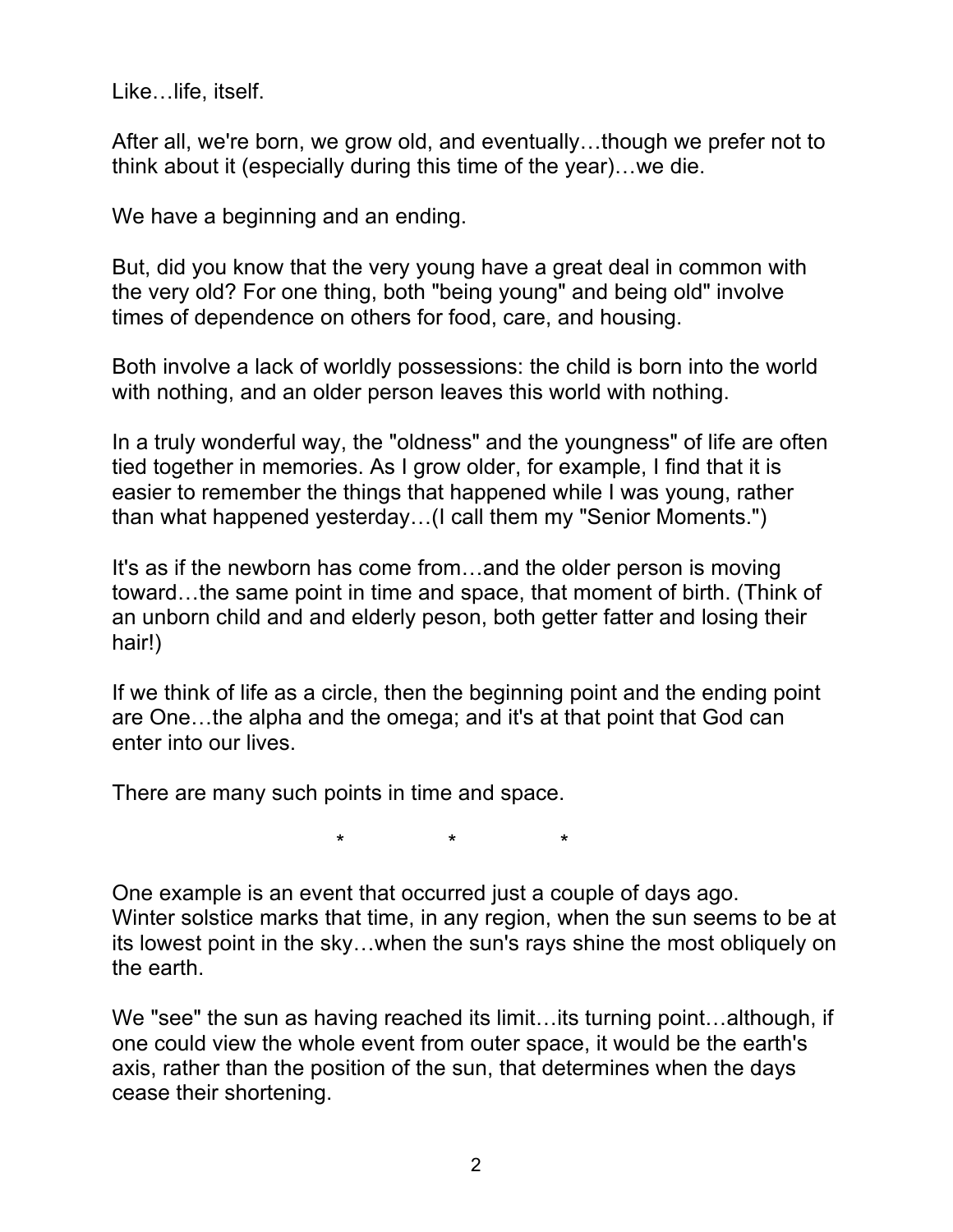Like…life, itself.

After all, we're born, we grow old, and eventually…though we prefer not to think about it (especially during this time of the year)…we die.

We have a beginning and an ending.

But, did you know that the very young have a great deal in common with the very old? For one thing, both "being young" and being old" involve times of dependence on others for food, care, and housing.

Both involve a lack of worldly possessions: the child is born into the world with nothing, and an older person leaves this world with nothing.

In a truly wonderful way, the "oldness" and the youngness" of life are often tied together in memories. As I grow older, for example, I find that it is easier to remember the things that happened while I was young, rather than what happened yesterday…(I call them my "Senior Moments.")

It's as if the newborn has come from…and the older person is moving toward…the same point in time and space, that moment of birth. (Think of an unborn child and and elderly peson, both getter fatter and losing their hair!)

If we think of life as a circle, then the beginning point and the ending point are One…the alpha and the omega; and it's at that point that God can enter into our lives.

There are many such points in time and space.

\* \* \*

One example is an event that occurred just a couple of days ago.
Winter solstice marks that time, in any region, when the sun seems to be at its lowest point in the sky…when the sun's rays shine the most obliquely on the earth.

We "see" the sun as having reached its limit…its turning point…although, if one could view the whole event from outer space, it would be the earth's axis, rather than the position of the sun, that determines when the days cease their shortening.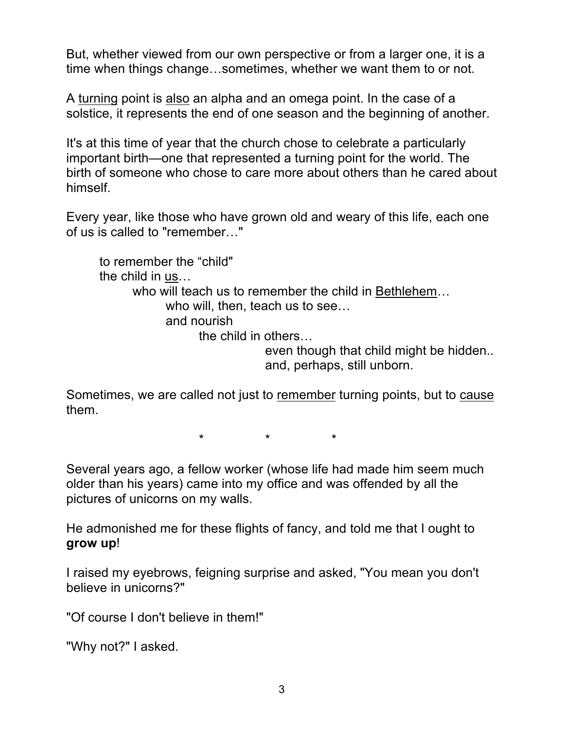But, whether viewed from our own perspective or from a larger one, it is a time when things change…sometimes, whether we want them to or not.

A <u>turning</u> point is <u>also</u> an alpha and an omega point. In the case of a solstice, it represents the end of one season and the beginning of another.

It's at this time of year that the church chose to celebrate a particularly important birth—one that represented a turning point for the world. The birth of someone who chose to care more about others than he cared about himself.

Every year, like those who have grown old and weary of this life, each one of us is called to "remember…"

> to remember the "child"
> the child in <u>us</u>…
> > who will teach us to remember the child in <u>Bethlehem</u>…
> > > who will, then, teach us to see…
> > > and nourish
> > > > the child in others…
> > > > > even though that child might be hidden..
> > > > > and, perhaps, still unborn.

Sometimes, we are called not just to <u>remember</u> turning points, but to <u>cause</u> them.

\* \* \*

Several years ago, a fellow worker (whose life had made him seem much older than his years) came into my office and was offended by all the pictures of unicorns on my walls.

He admonished me for these flights of fancy, and told me that I ought to **grow up**!

I raised my eyebrows, feigning surprise and asked, "You mean you don't believe in unicorns?"

"Of course I don't believe in them!"

"Why not?" I asked.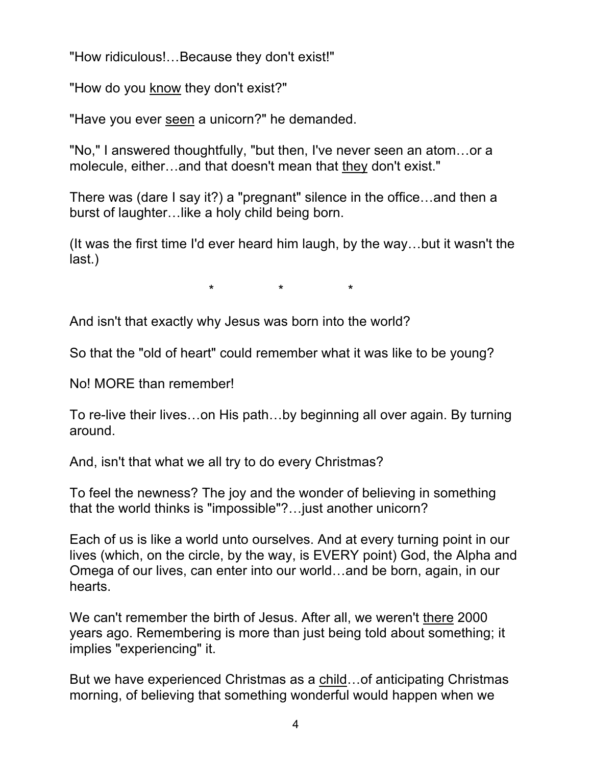"How ridiculous!…Because they don't exist!"

"How do you <u>know</u> they don't exist?"

"Have you ever <u>seen</u> a unicorn?" he demanded.

"No," I answered thoughtfully, "but then, I've never seen an atom…or a molecule, either…and that doesn't mean that <u>they</u> don't exist."

There was (dare I say it?) a "pregnant" silence in the office…and then a burst of laughter…like a holy child being born.

(It was the first time I'd ever heard him laugh, by the way…but it wasn't the last.)

\* \* \*

And isn't that exactly why Jesus was born into the world?

So that the "old of heart" could remember what it was like to be young?

No! MORE than remember!

To re-live their lives…on His path…by beginning all over again. By turning around.

And, isn't that what we all try to do every Christmas?

To feel the newness? The joy and the wonder of believing in something that the world thinks is "impossible"?…just another unicorn?

Each of us is like a world unto ourselves. And at every turning point in our lives (which, on the circle, by the way, is EVERY point) God, the Alpha and Omega of our lives, can enter into our world…and be born, again, in our hearts.

We can't remember the birth of Jesus. After all, we weren't <u>there</u> 2000 years ago. Remembering is more than just being told about something; it implies "experiencing" it.

But we have experienced Christmas as a <u>child</u>…of anticipating Christmas morning, of believing that something wonderful would happen when we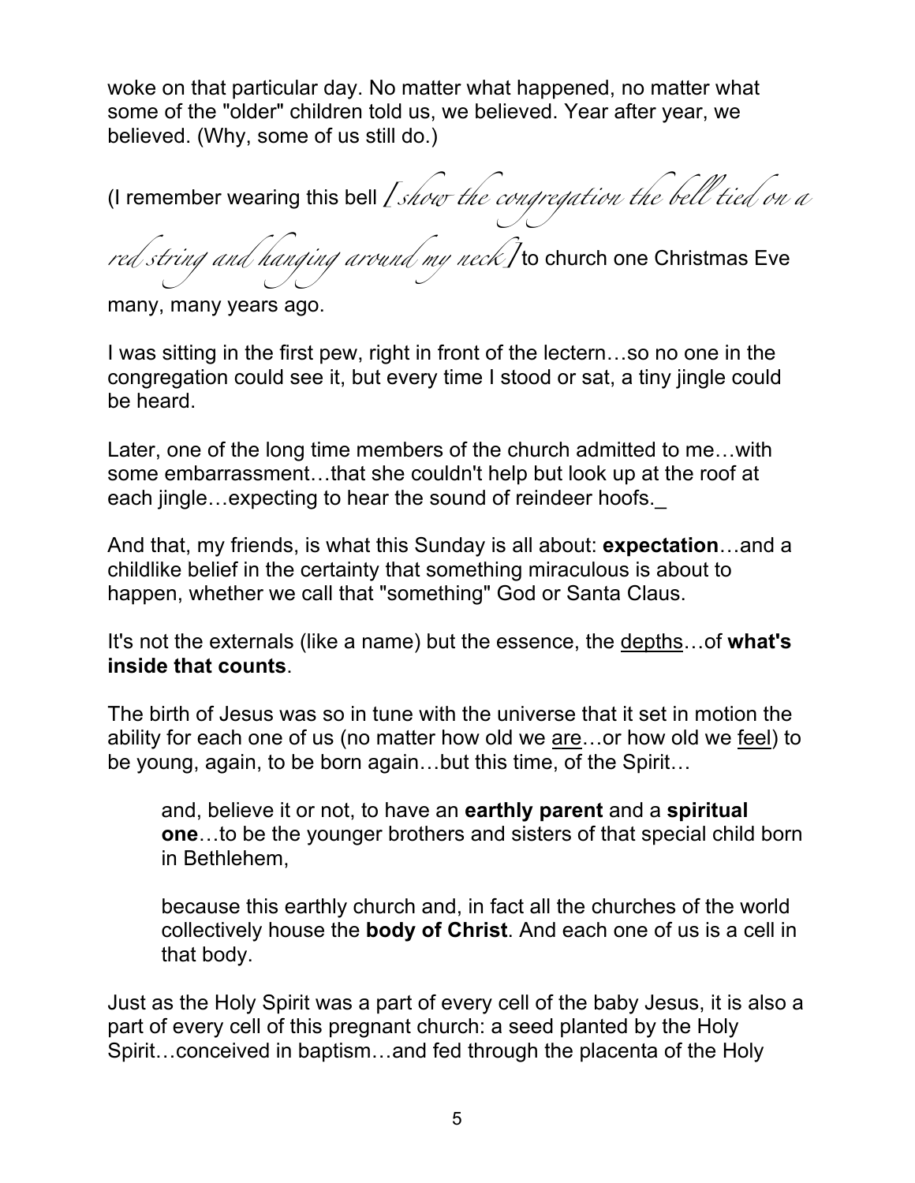woke on that particular day. No matter what happened, no matter what some of the "older" children told us, we believed. Year after year, we believed. (Why, some of us still do.)

(I remember wearing this bell *[show the congregation the bell tied on a red string and hanging around my neck]* to church one Christmas Eve many, many years ago.

I was sitting in the first pew, right in front of the lectern…so no one in the congregation could see it, but every time I stood or sat, a tiny jingle could be heard.

Later, one of the long time members of the church admitted to me…with some embarrassment…that she couldn't help but look up at the roof at each jingle…expecting to hear the sound of reindeer hoofs._

And that, my friends, is what this Sunday is all about: **expectation**…and a childlike belief in the certainty that something miraculous is about to happen, whether we call that "something" God or Santa Claus.

It's not the externals (like a name) but the essence, the <u>depths</u>…of **what's inside that counts**.

The birth of Jesus was so in tune with the universe that it set in motion the ability for each one of us (no matter how old we <u>are</u>…or how old we <u>feel</u>) to be young, again, to be born again…but this time, of the Spirit…

> and, believe it or not, to have an **earthly parent** and a **spiritual one**…to be the younger brothers and sisters of that special child born in Bethlehem,
>
> because this earthly church and, in fact all the churches of the world collectively house the **body of Christ**. And each one of us is a cell in that body.

Just as the Holy Spirit was a part of every cell of the baby Jesus, it is also a part of every cell of this pregnant church: a seed planted by the Holy Spirit…conceived in baptism…and fed through the placenta of the Holy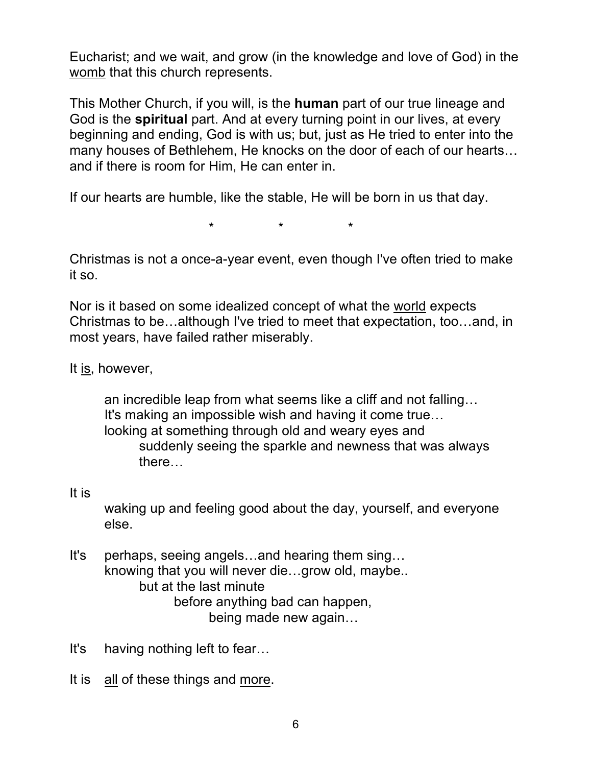Eucharist; and we wait, and grow (in the knowledge and love of God) in the <u>womb</u> that this church represents.

This Mother Church, if you will, is the **human** part of our true lineage and God is the **spiritual** part. And at every turning point in our lives, at every beginning and ending, God is with us; but, just as He tried to enter into the many houses of Bethlehem, He knocks on the door of each of our hearts… and if there is room for Him, He can enter in.

If our hearts are humble, like the stable, He will be born in us that day.

\* \* \*

Christmas is not a once-a-year event, even though I've often tried to make it so.

Nor is it based on some idealized concept of what the <u>world</u> expects Christmas to be…although I've tried to meet that expectation, too…and, in most years, have failed rather miserably.

It <u>is</u>, however,

> an incredible leap from what seems like a cliff and not falling…
> It's making an impossible wish and having it come true…
> looking at something through old and weary eyes and
> suddenly seeing the sparkle and newness that was always there…

It is

> waking up and feeling good about the day, yourself, and everyone else.

It's perhaps, seeing angels…and hearing them sing…
knowing that you will never die…grow old, maybe..
but at the last minute
before anything bad can happen,
being made new again…

It's having nothing left to fear…

It is <u>all</u> of these things and <u>more</u>.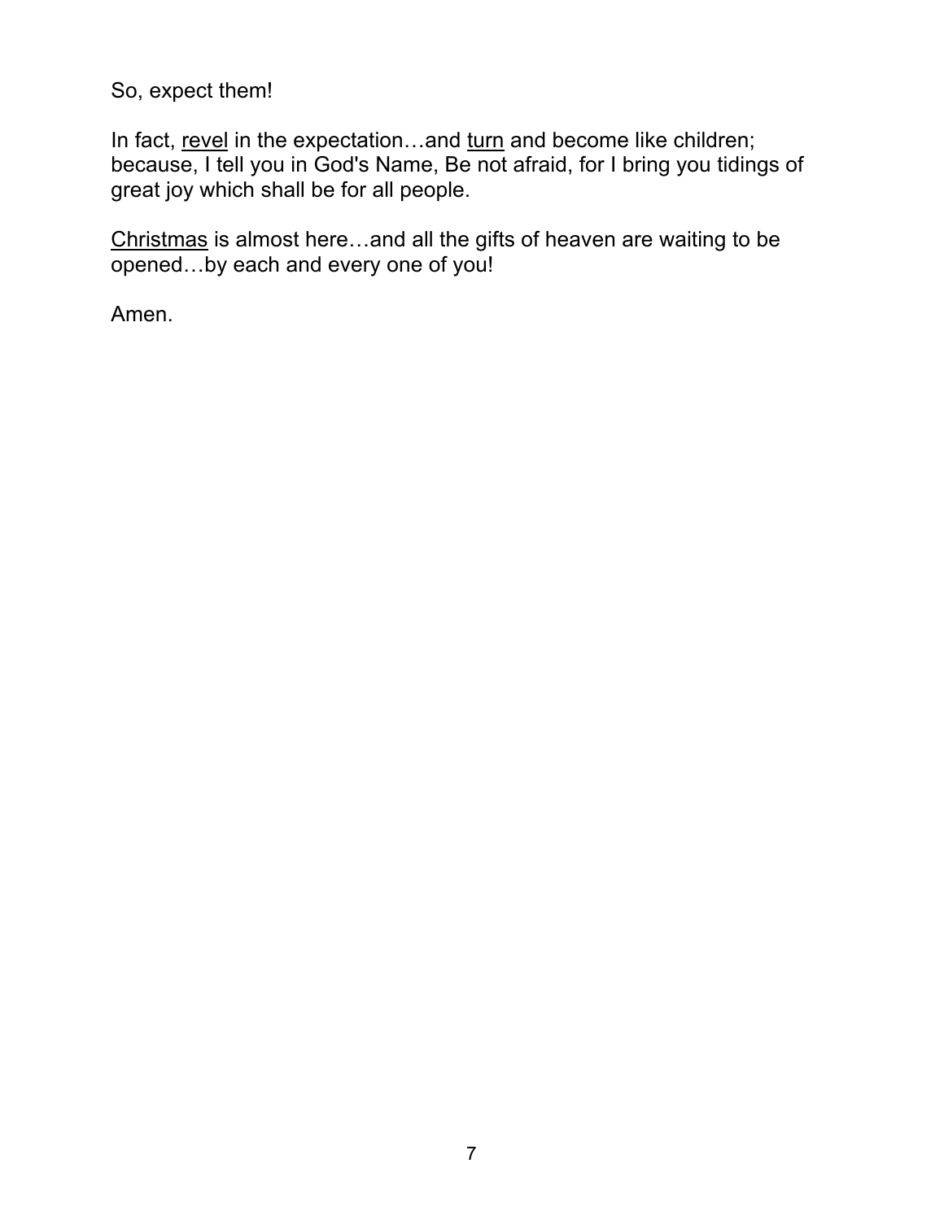So, expect them!

In fact, <u>revel</u> in the expectation…and <u>turn</u> and become like children; because, I tell you in God's Name, Be not afraid, for I bring you tidings of great joy which shall be for all people.

<u>Christmas</u> is almost here…and all the gifts of heaven are waiting to be opened…by each and every one of you!

Amen.